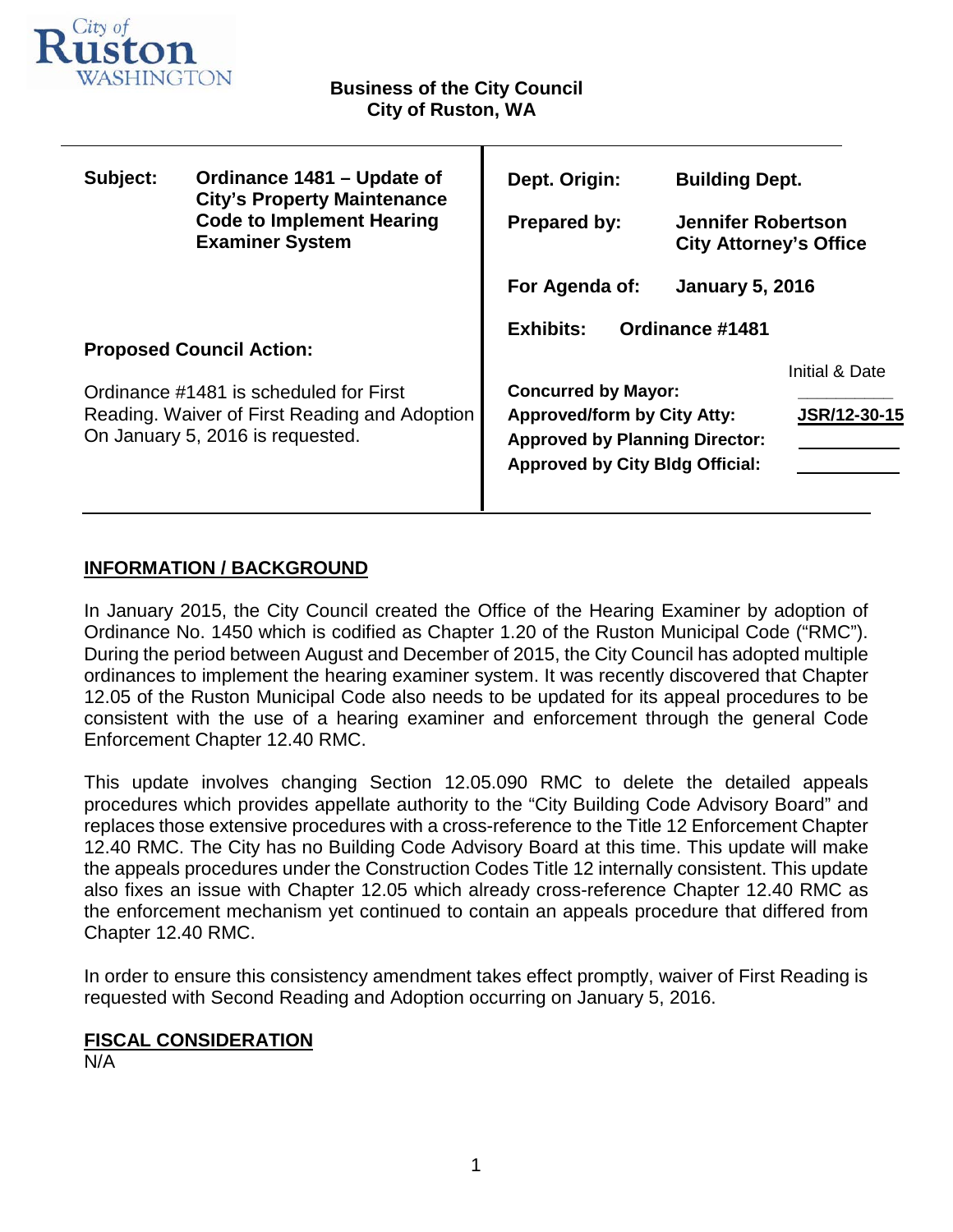City of Ruston WASHINGTON

**Business of the City Council**
**City of Ruston, WA**

| | | | |
|---|---|---|---|
| **Subject:** | **Ordinance 1481 – Update of City's Property Maintenance Code to Implement Hearing Examiner System** | **Dept. Origin:** | **Building Dept.** |
| | | **Prepared by:** | **Jennifer Robertson City Attorney's Office** |
| | | **For Agenda of:** | **January 5, 2016** |
| | | **Exhibits:** | **Ordinance #1481** |

**Proposed Council Action:**

Ordinance #1481 is scheduled for First Reading. Waiver of First Reading and Adoption On January 5, 2016 is requested.

| | Initial & Date |
|---|---|
| **Concurred by Mayor:** | ________ |
| **Approved/form by City Atty:** | **JSR/12-30-15** |
| **Approved by Planning Director:** | ________ |
| **Approved by City Bldg Official:** | ________ |

## INFORMATION / BACKGROUND

In January 2015, the City Council created the Office of the Hearing Examiner by adoption of Ordinance No. 1450 which is codified as Chapter 1.20 of the Ruston Municipal Code ("RMC"). During the period between August and December of 2015, the City Council has adopted multiple ordinances to implement the hearing examiner system. It was recently discovered that Chapter 12.05 of the Ruston Municipal Code also needs to be updated for its appeal procedures to be consistent with the use of a hearing examiner and enforcement through the general Code Enforcement Chapter 12.40 RMC.

This update involves changing Section 12.05.090 RMC to delete the detailed appeals procedures which provides appellate authority to the "City Building Code Advisory Board" and replaces those extensive procedures with a cross-reference to the Title 12 Enforcement Chapter 12.40 RMC. The City has no Building Code Advisory Board at this time. This update will make the appeals procedures under the Construction Codes Title 12 internally consistent. This update also fixes an issue with Chapter 12.05 which already cross-reference Chapter 12.40 RMC as the enforcement mechanism yet continued to contain an appeals procedure that differed from Chapter 12.40 RMC.

In order to ensure this consistency amendment takes effect promptly, waiver of First Reading is requested with Second Reading and Adoption occurring on January 5, 2016.

## FISCAL CONSIDERATION

N/A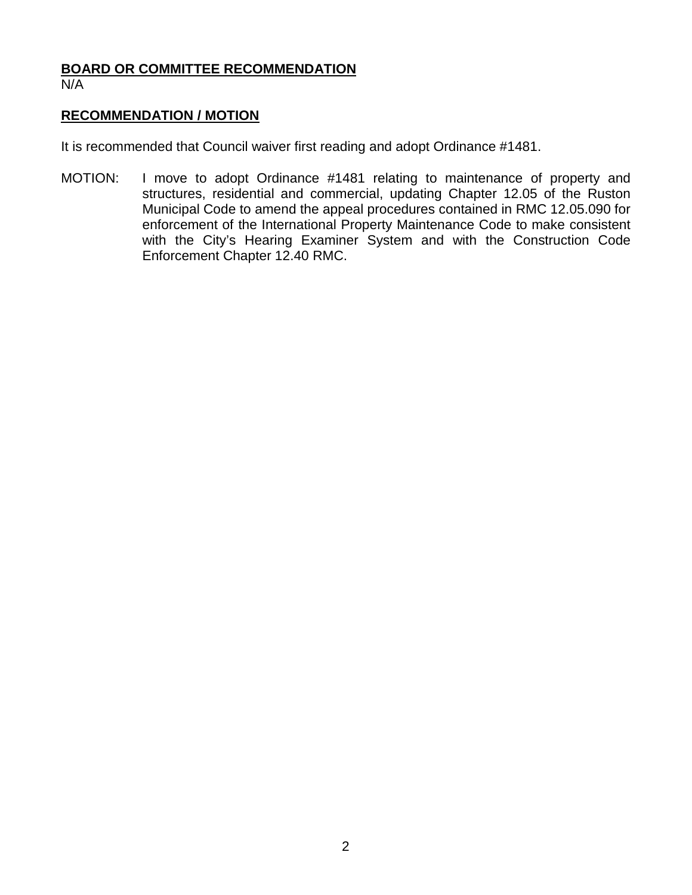**BOARD OR COMMITTEE RECOMMENDATION**

N/A

**RECOMMENDATION / MOTION**

It is recommended that Council waiver first reading and adopt Ordinance #1481.

MOTION: I move to adopt Ordinance #1481 relating to maintenance of property and structures, residential and commercial, updating Chapter 12.05 of the Ruston Municipal Code to amend the appeal procedures contained in RMC 12.05.090 for enforcement of the International Property Maintenance Code to make consistent with the City's Hearing Examiner System and with the Construction Code Enforcement Chapter 12.40 RMC.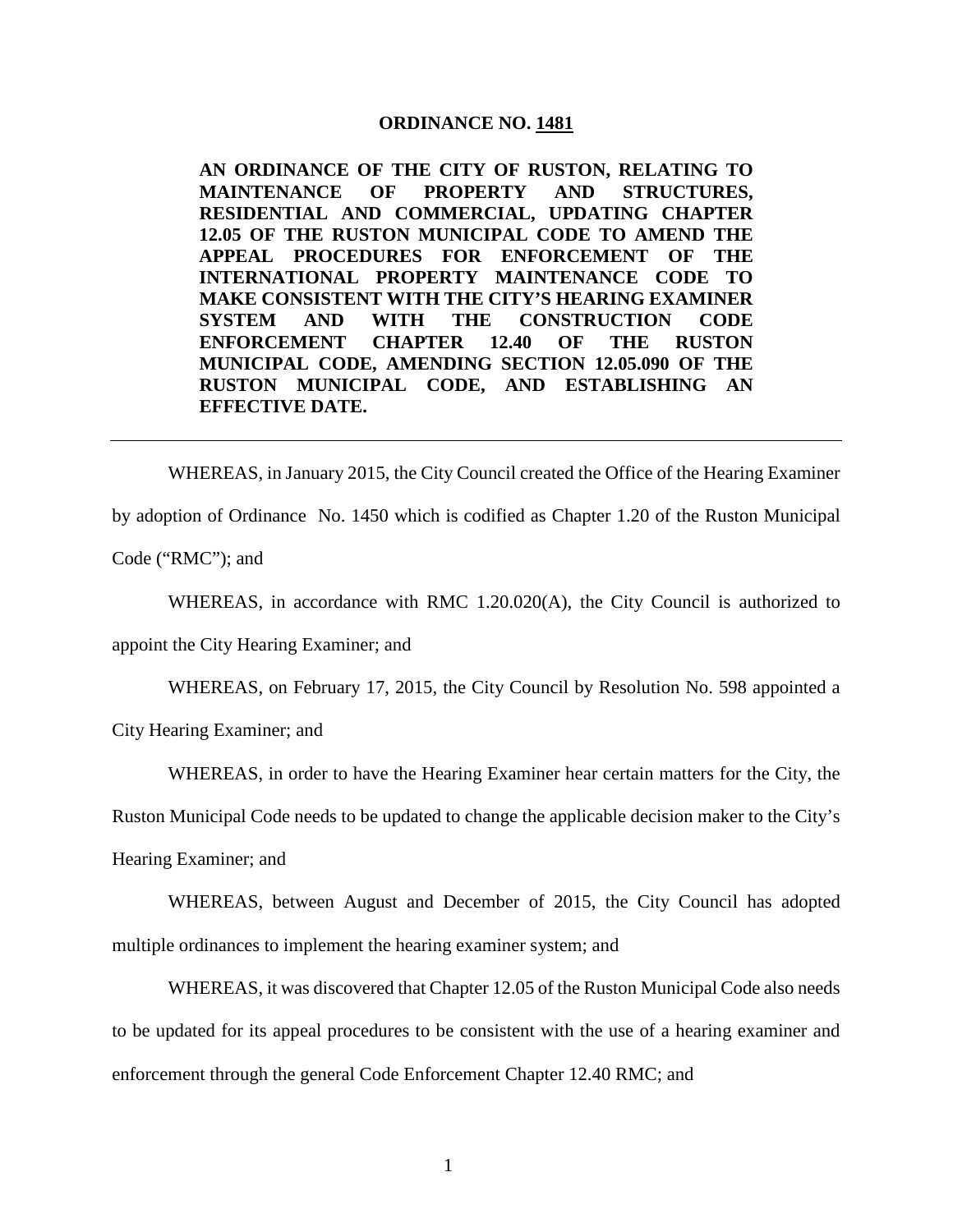**ORDINANCE NO. 1481**

**AN ORDINANCE OF THE CITY OF RUSTON, RELATING TO MAINTENANCE OF PROPERTY AND STRUCTURES, RESIDENTIAL AND COMMERCIAL, UPDATING CHAPTER 12.05 OF THE RUSTON MUNICIPAL CODE TO AMEND THE APPEAL PROCEDURES FOR ENFORCEMENT OF THE INTERNATIONAL PROPERTY MAINTENANCE CODE TO MAKE CONSISTENT WITH THE CITY'S HEARING EXAMINER SYSTEM AND WITH THE CONSTRUCTION CODE ENFORCEMENT CHAPTER 12.40 OF THE RUSTON MUNICIPAL CODE, AMENDING SECTION 12.05.090 OF THE RUSTON MUNICIPAL CODE, AND ESTABLISHING AN EFFECTIVE DATE.**

---

WHEREAS, in January 2015, the City Council created the Office of the Hearing Examiner by adoption of Ordinance No. 1450 which is codified as Chapter 1.20 of the Ruston Municipal Code ("RMC"); and

WHEREAS, in accordance with RMC 1.20.020(A), the City Council is authorized to appoint the City Hearing Examiner; and

WHEREAS, on February 17, 2015, the City Council by Resolution No. 598 appointed a City Hearing Examiner; and

WHEREAS, in order to have the Hearing Examiner hear certain matters for the City, the Ruston Municipal Code needs to be updated to change the applicable decision maker to the City's Hearing Examiner; and

WHEREAS, between August and December of 2015, the City Council has adopted multiple ordinances to implement the hearing examiner system; and

WHEREAS, it was discovered that Chapter 12.05 of the Ruston Municipal Code also needs to be updated for its appeal procedures to be consistent with the use of a hearing examiner and enforcement through the general Code Enforcement Chapter 12.40 RMC; and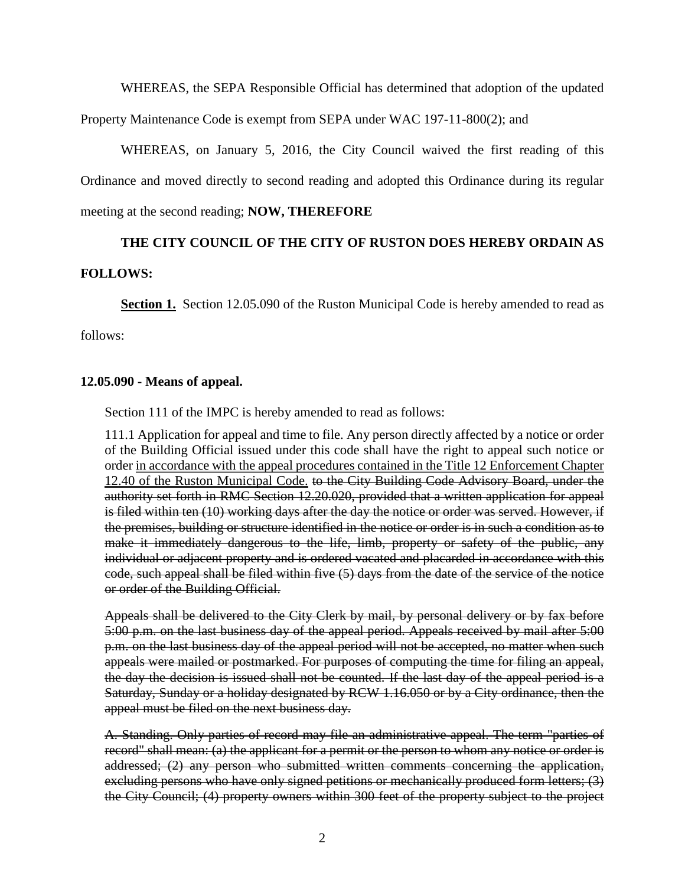WHEREAS, the SEPA Responsible Official has determined that adoption of the updated Property Maintenance Code is exempt from SEPA under WAC 197-11-800(2); and

WHEREAS, on January 5, 2016, the City Council waived the first reading of this Ordinance and moved directly to second reading and adopted this Ordinance during its regular meeting at the second reading; **NOW, THEREFORE**

**THE CITY COUNCIL OF THE CITY OF RUSTON DOES HEREBY ORDAIN AS FOLLOWS:**

**<u>Section 1.</u>** Section 12.05.090 of the Ruston Municipal Code is hereby amended to read as follows:

**12.05.090 - Means of appeal.**

Section 111 of the IMPC is hereby amended to read as follows:

111.1 Application for appeal and time to file. Any person directly affected by a notice or order of the Building Official issued under this code shall have the right to appeal such notice or order <u>in accordance with the appeal procedures contained in the Title 12 Enforcement Chapter 12.40 of the Ruston Municipal Code.</u> ~~to the City Building Code Advisory Board, under the authority set forth in RMC Section 12.20.020, provided that a written application for appeal is filed within ten (10) working days after the day the notice or order was served. However, if the premises, building or structure identified in the notice or order is in such a condition as to make it immediately dangerous to the life, limb, property or safety of the public, any individual or adjacent property and is ordered vacated and placarded in accordance with this code, such appeal shall be filed within five (5) days from the date of the service of the notice or order of the Building Official.~~

~~Appeals shall be delivered to the City Clerk by mail, by personal delivery or by fax before 5:00 p.m. on the last business day of the appeal period. Appeals received by mail after 5:00 p.m. on the last business day of the appeal period will not be accepted, no matter when such appeals were mailed or postmarked. For purposes of computing the time for filing an appeal, the day the decision is issued shall not be counted. If the last day of the appeal period is a Saturday, Sunday or a holiday designated by RCW 1.16.050 or by a City ordinance, then the appeal must be filed on the next business day.~~

~~A. Standing. Only parties of record may file an administrative appeal. The term "parties of record" shall mean: (a) the applicant for a permit or the person to whom any notice or order is addressed; (2) any person who submitted written comments concerning the application, excluding persons who have only signed petitions or mechanically produced form letters; (3) the City Council; (4) property owners within 300 feet of the property subject to the project~~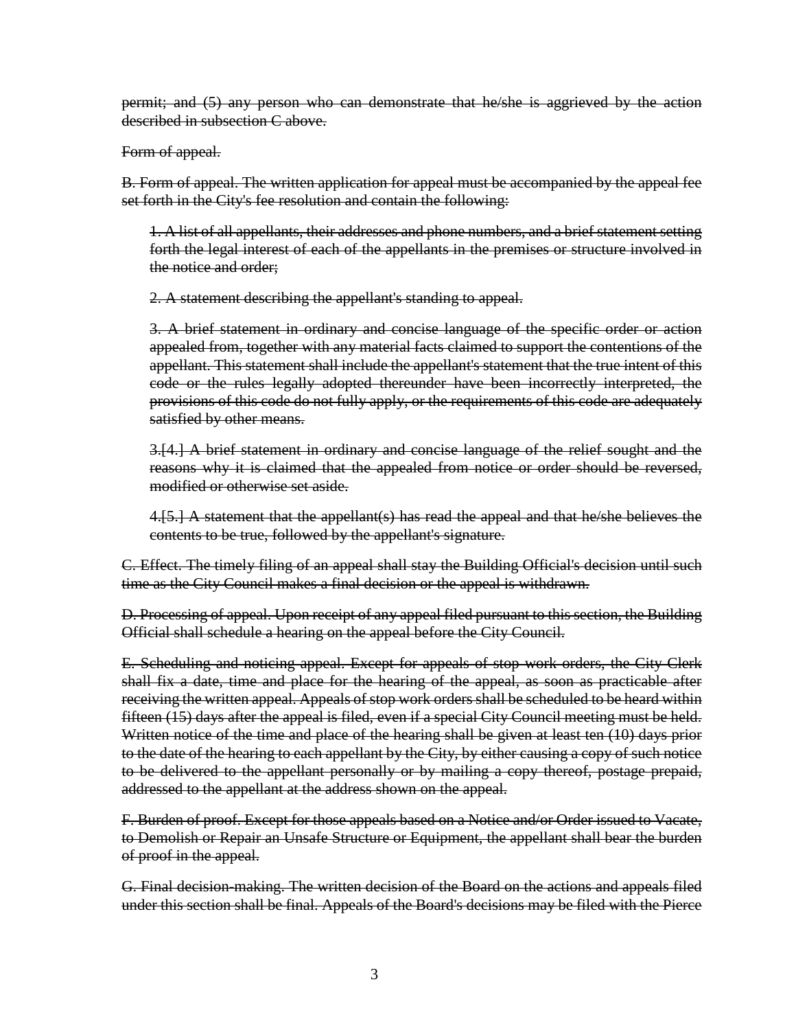~~permit; and (5) any person who can demonstrate that he/she is aggrieved by the action described in subsection C above.~~

~~Form of appeal.~~

~~B. Form of appeal. The written application for appeal must be accompanied by the appeal fee set forth in the City's fee resolution and contain the following:~~

> ~~1. A list of all appellants, their addresses and phone numbers, and a brief statement setting forth the legal interest of each of the appellants in the premises or structure involved in the notice and order;~~
>
> ~~2. A statement describing the appellant's standing to appeal.~~
>
> ~~3. A brief statement in ordinary and concise language of the specific order or action appealed from, together with any material facts claimed to support the contentions of the appellant. This statement shall include the appellant's statement that the true intent of this code or the rules legally adopted thereunder have been incorrectly interpreted, the provisions of this code do not fully apply, or the requirements of this code are adequately satisfied by other means.~~
>
> ~~3.[4.] A brief statement in ordinary and concise language of the relief sought and the reasons why it is claimed that the appealed from notice or order should be reversed, modified or otherwise set aside.~~
>
> ~~4.[5.] A statement that the appellant(s) has read the appeal and that he/she believes the contents to be true, followed by the appellant's signature.~~

~~C. Effect. The timely filing of an appeal shall stay the Building Official's decision until such time as the City Council makes a final decision or the appeal is withdrawn.~~

~~D. Processing of appeal. Upon receipt of any appeal filed pursuant to this section, the Building Official shall schedule a hearing on the appeal before the City Council.~~

~~E. Scheduling and noticing appeal. Except for appeals of stop work orders, the City Clerk shall fix a date, time and place for the hearing of the appeal, as soon as practicable after receiving the written appeal. Appeals of stop work orders shall be scheduled to be heard within fifteen (15) days after the appeal is filed, even if a special City Council meeting must be held. Written notice of the time and place of the hearing shall be given at least ten (10) days prior to the date of the hearing to each appellant by the City, by either causing a copy of such notice to be delivered to the appellant personally or by mailing a copy thereof, postage prepaid, addressed to the appellant at the address shown on the appeal.~~

~~F. Burden of proof. Except for those appeals based on a Notice and/or Order issued to Vacate, to Demolish or Repair an Unsafe Structure or Equipment, the appellant shall bear the burden of proof in the appeal.~~

~~G. Final decision-making. The written decision of the Board on the actions and appeals filed under this section shall be final. Appeals of the Board's decisions may be filed with the Pierce~~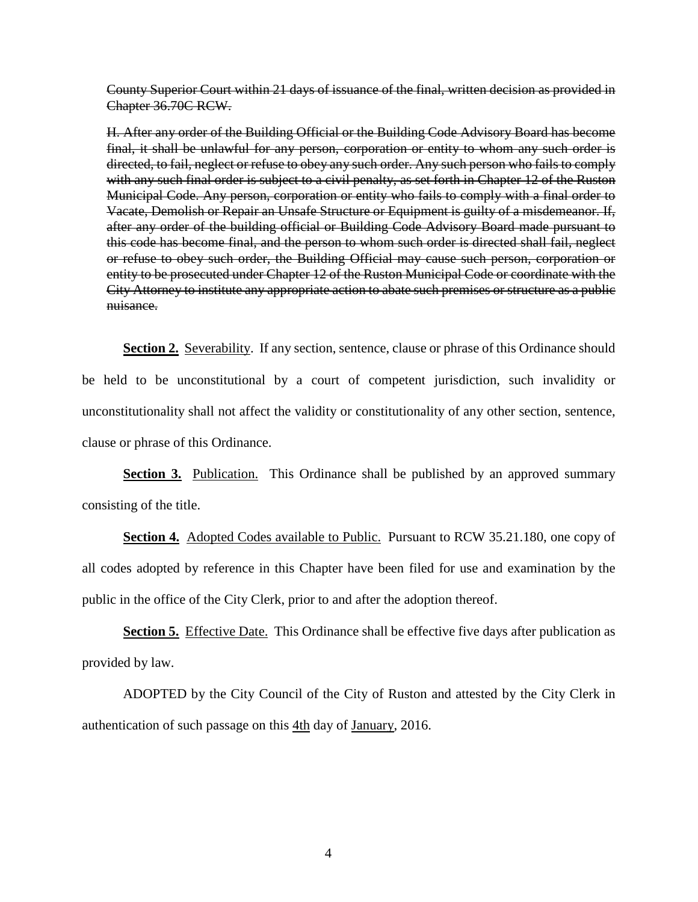~~County Superior Court within 21 days of issuance of the final, written decision as provided in Chapter 36.70C RCW.~~

~~H. After any order of the Building Official or the Building Code Advisory Board has become final, it shall be unlawful for any person, corporation or entity to whom any such order is directed, to fail, neglect or refuse to obey any such order. Any such person who fails to comply with any such final order is subject to a civil penalty, as set forth in Chapter 12 of the Ruston Municipal Code. Any person, corporation or entity who fails to comply with a final order to Vacate, Demolish or Repair an Unsafe Structure or Equipment is guilty of a misdemeanor. If, after any order of the building official or Building Code Advisory Board made pursuant to this code has become final, and the person to whom such order is directed shall fail, neglect or refuse to obey such order, the Building Official may cause such person, corporation or entity to be prosecuted under Chapter 12 of the Ruston Municipal Code or coordinate with the City Attorney to institute any appropriate action to abate such premises or structure as a public nuisance.~~

**Section 2.** Severability. If any section, sentence, clause or phrase of this Ordinance should be held to be unconstitutional by a court of competent jurisdiction, such invalidity or unconstitutionality shall not affect the validity or constitutionality of any other section, sentence, clause or phrase of this Ordinance.

**Section 3.** Publication. This Ordinance shall be published by an approved summary consisting of the title.

**Section 4.** Adopted Codes available to Public. Pursuant to RCW 35.21.180, one copy of all codes adopted by reference in this Chapter have been filed for use and examination by the public in the office of the City Clerk, prior to and after the adoption thereof.

**Section 5.** Effective Date. This Ordinance shall be effective five days after publication as provided by law.

ADOPTED by the City Council of the City of Ruston and attested by the City Clerk in authentication of such passage on this 4th day of January, 2016.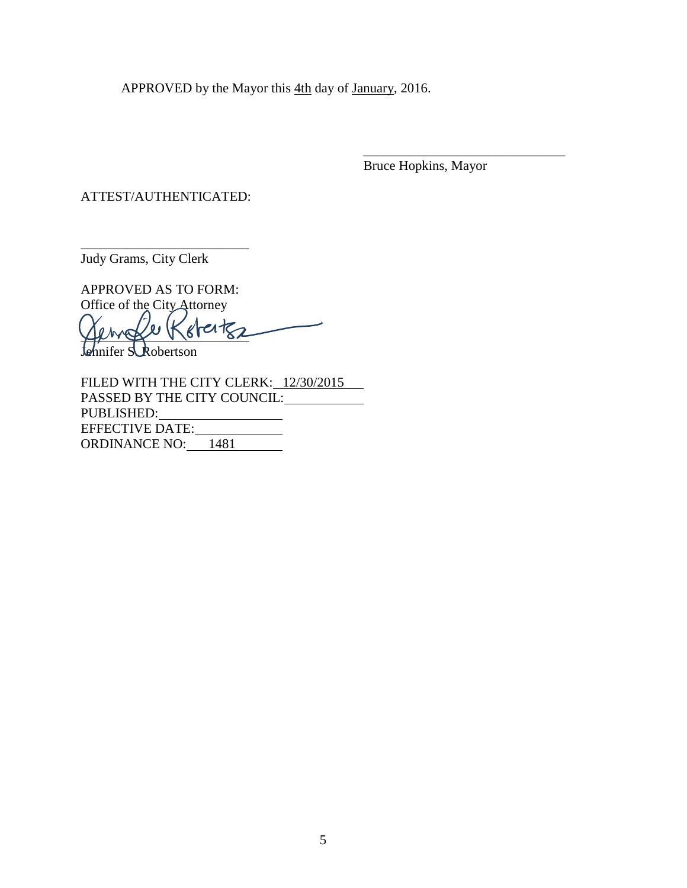APPROVED by the Mayor this 4th day of January, 2016.

\_\_\_\_\_\_\_\_\_\_\_\_\_\_\_\_\_\_\_\_\_\_\_\_\_\_\_\_\_\_
Bruce Hopkins, Mayor

ATTEST/AUTHENTICATED:

\_\_\_\_\_\_\_\_\_\_\_\_\_\_\_\_\_\_\_\_\_\_\_\_\_\_
Judy Grams, City Clerk

APPROVED AS TO FORM:
Office of the City Attorney

Jennifer S. Robertson

FILED WITH THE CITY CLERK: 12/30/2015
PASSED BY THE CITY COUNCIL:
PUBLISHED:
EFFECTIVE DATE:
ORDINANCE NO: 1481